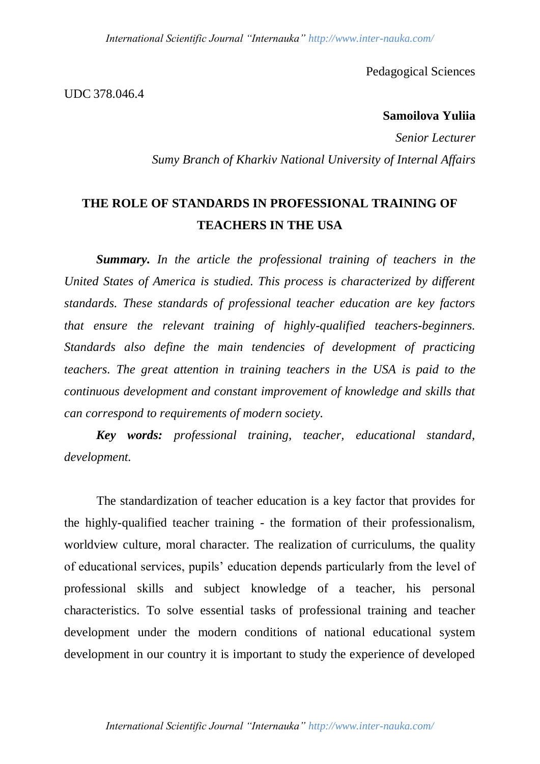Pedagogical Sciences

UDC 378.046.4

**Samoilova Yuliia**

*Senior Lecturer*

*Sumy Branch of Kharkiv National University of Internal Affairs*

# THE ROLE OF STANDARDS IN PROFESSIONAL TRAINING OF TEACHERS IN THE USA

***Summary.*** *In the article the professional training of teachers in the United States of America is studied. This process is characterized by different standards. These standards of professional teacher education are key factors that ensure the relevant training of highly-qualified teachers-beginners. Standards also define the main tendencies of development of practicing teachers. The great attention in training teachers in the USA is paid to the continuous development and constant improvement of knowledge and skills that can correspond to requirements of modern society.*

***Key words:*** *professional training, teacher, educational standard, development.*

The standardization of teacher education is a key factor that provides for the highly-qualified teacher training - the formation of their professionalism, worldview culture, moral character. The realization of curriculums, the quality of educational services, pupils' education depends particularly from the level of professional skills and subject knowledge of a teacher, his personal characteristics. To solve essential tasks of professional training and teacher development under the modern conditions of national educational system development in our country it is important to study the experience of developed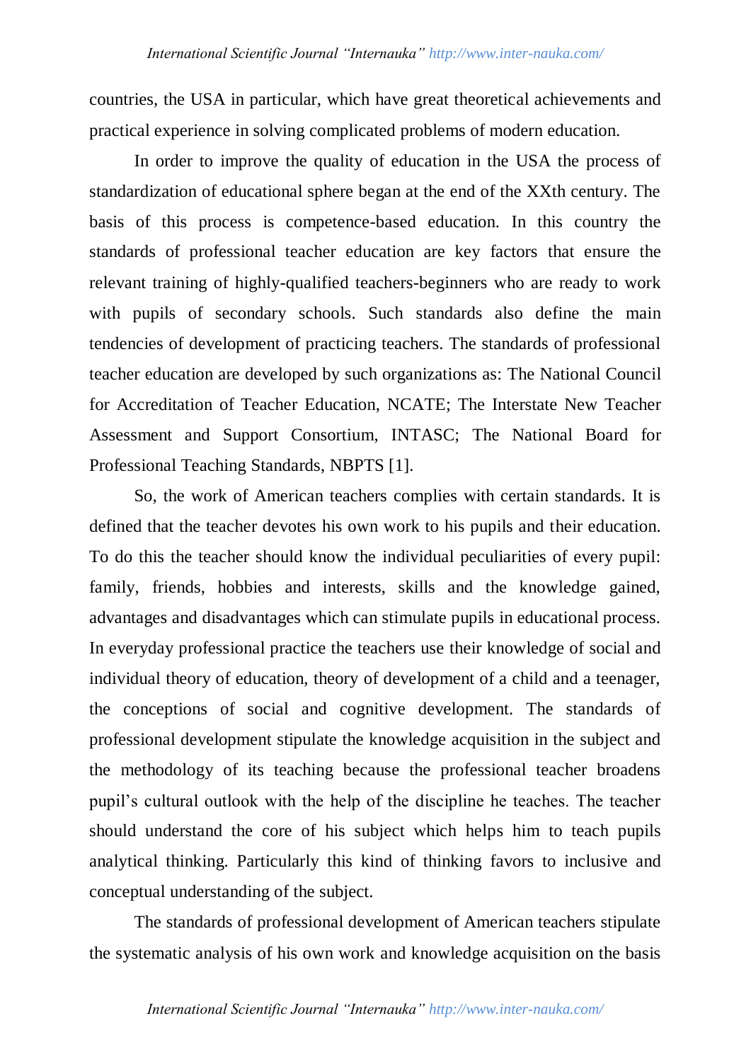countries, the USA in particular, which have great theoretical achievements and practical experience in solving complicated problems of modern education.

In order to improve the quality of education in the USA the process of standardization of educational sphere began at the end of the XXth century. The basis of this process is competence-based education. In this country the standards of professional teacher education are key factors that ensure the relevant training of highly-qualified teachers-beginners who are ready to work with pupils of secondary schools. Such standards also define the main tendencies of development of practicing teachers. The standards of professional teacher education are developed by such organizations as: The National Council for Accreditation of Teacher Education, NCATE; The Interstate New Teacher Assessment and Support Consortium, INTASC; The National Board for Professional Teaching Standards, NBPTS [1].

So, the work of American teachers complies with certain standards. It is defined that the teacher devotes his own work to his pupils and their education. To do this the teacher should know the individual peculiarities of every pupil: family, friends, hobbies and interests, skills and the knowledge gained, advantages and disadvantages which can stimulate pupils in educational process. In everyday professional practice the teachers use their knowledge of social and individual theory of education, theory of development of a child and a teenager, the conceptions of social and cognitive development. The standards of professional development stipulate the knowledge acquisition in the subject and the methodology of its teaching because the professional teacher broadens pupil's cultural outlook with the help of the discipline he teaches. The teacher should understand the core of his subject which helps him to teach pupils analytical thinking. Particularly this kind of thinking favors to inclusive and conceptual understanding of the subject.

The standards of professional development of American teachers stipulate the systematic analysis of his own work and knowledge acquisition on the basis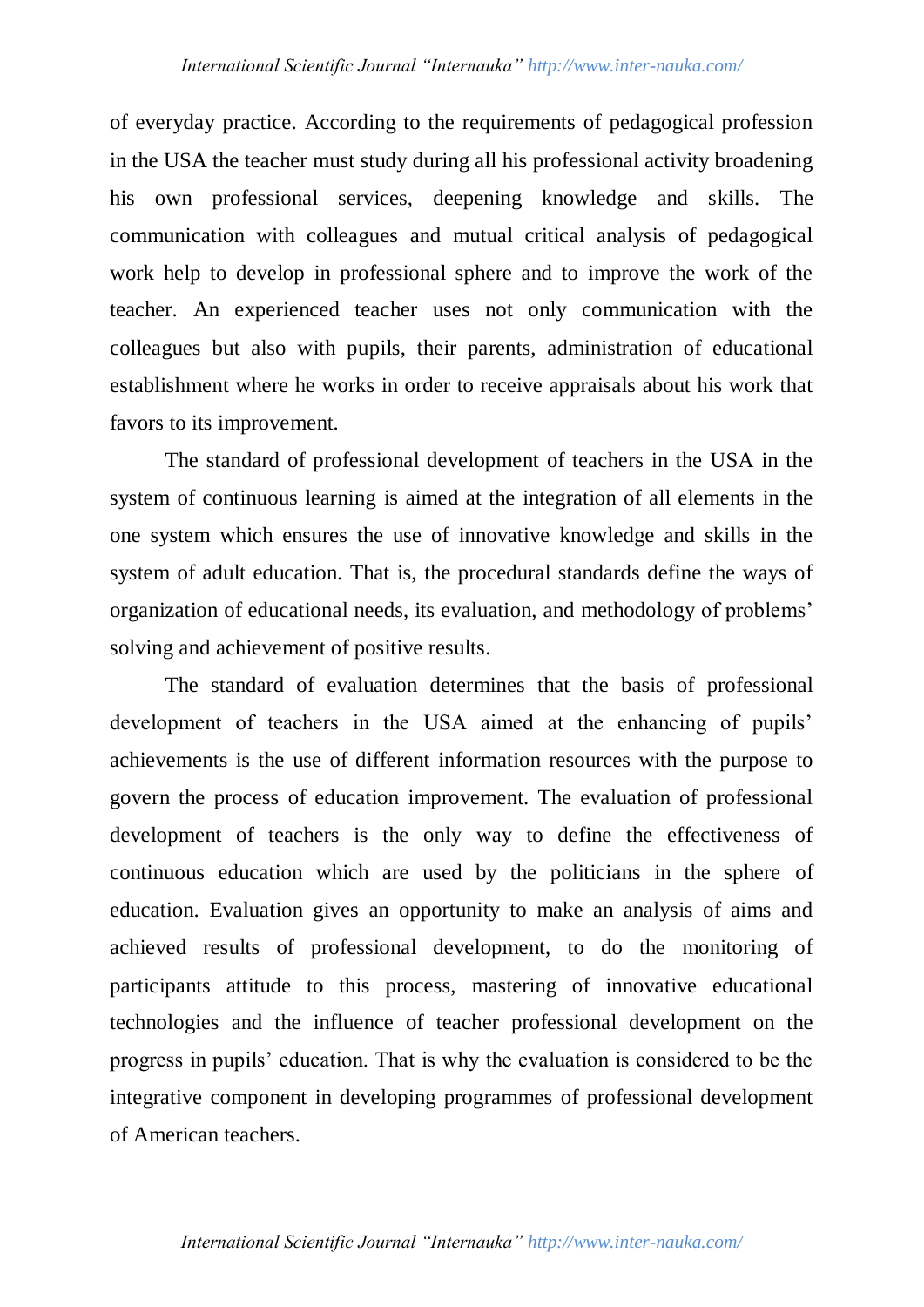of everyday practice. According to the requirements of pedagogical profession in the USA the teacher must study during all his professional activity broadening his own professional services, deepening knowledge and skills. The communication with colleagues and mutual critical analysis of pedagogical work help to develop in professional sphere and to improve the work of the teacher. An experienced teacher uses not only communication with the colleagues but also with pupils, their parents, administration of educational establishment where he works in order to receive appraisals about his work that favors to its improvement.

The standard of professional development of teachers in the USA in the system of continuous learning is aimed at the integration of all elements in the one system which ensures the use of innovative knowledge and skills in the system of adult education. That is, the procedural standards define the ways of organization of educational needs, its evaluation, and methodology of problems' solving and achievement of positive results.

The standard of evaluation determines that the basis of professional development of teachers in the USA aimed at the enhancing of pupils' achievements is the use of different information resources with the purpose to govern the process of education improvement. The evaluation of professional development of teachers is the only way to define the effectiveness of continuous education which are used by the politicians in the sphere of education. Evaluation gives an opportunity to make an analysis of aims and achieved results of professional development, to do the monitoring of participants attitude to this process, mastering of innovative educational technologies and the influence of teacher professional development on the progress in pupils' education. That is why the evaluation is considered to be the integrative component in developing programmes of professional development of American teachers.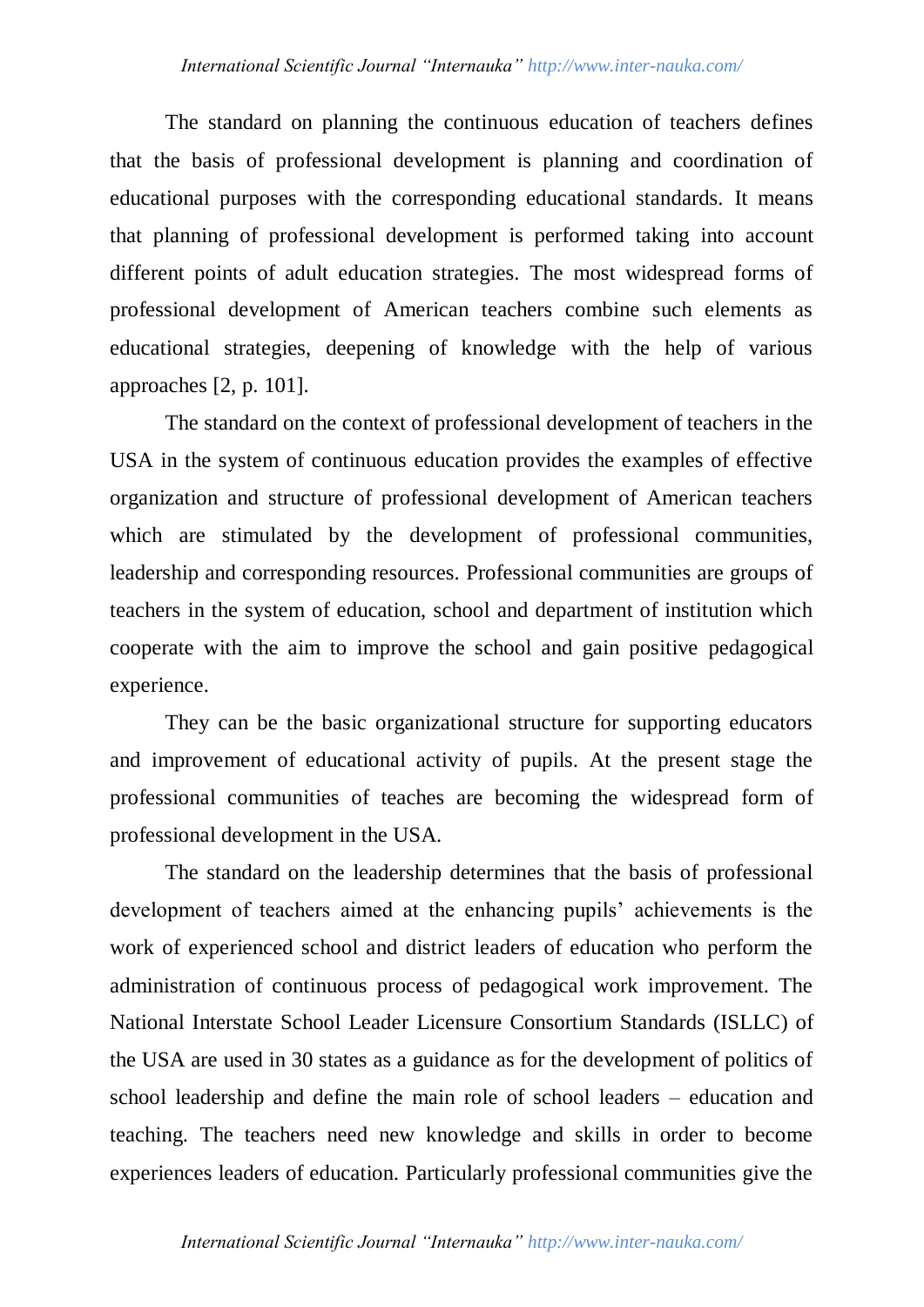The standard on planning the continuous education of teachers defines that the basis of professional development is planning and coordination of educational purposes with the corresponding educational standards. It means that planning of professional development is performed taking into account different points of adult education strategies. The most widespread forms of professional development of American teachers combine such elements as educational strategies, deepening of knowledge with the help of various approaches [2, p. 101].

The standard on the context of professional development of teachers in the USA in the system of continuous education provides the examples of effective organization and structure of professional development of American teachers which are stimulated by the development of professional communities, leadership and corresponding resources. Professional communities are groups of teachers in the system of education, school and department of institution which cooperate with the aim to improve the school and gain positive pedagogical experience.

They can be the basic organizational structure for supporting educators and improvement of educational activity of pupils. At the present stage the professional communities of teaches are becoming the widespread form of professional development in the USA.

The standard on the leadership determines that the basis of professional development of teachers aimed at the enhancing pupils' achievements is the work of experienced school and district leaders of education who perform the administration of continuous process of pedagogical work improvement. The National Interstate School Leader Licensure Consortium Standards (ISLLC) of the USA are used in 30 states as a guidance as for the development of politics of school leadership and define the main role of school leaders – education and teaching. The teachers need new knowledge and skills in order to become experiences leaders of education. Particularly professional communities give the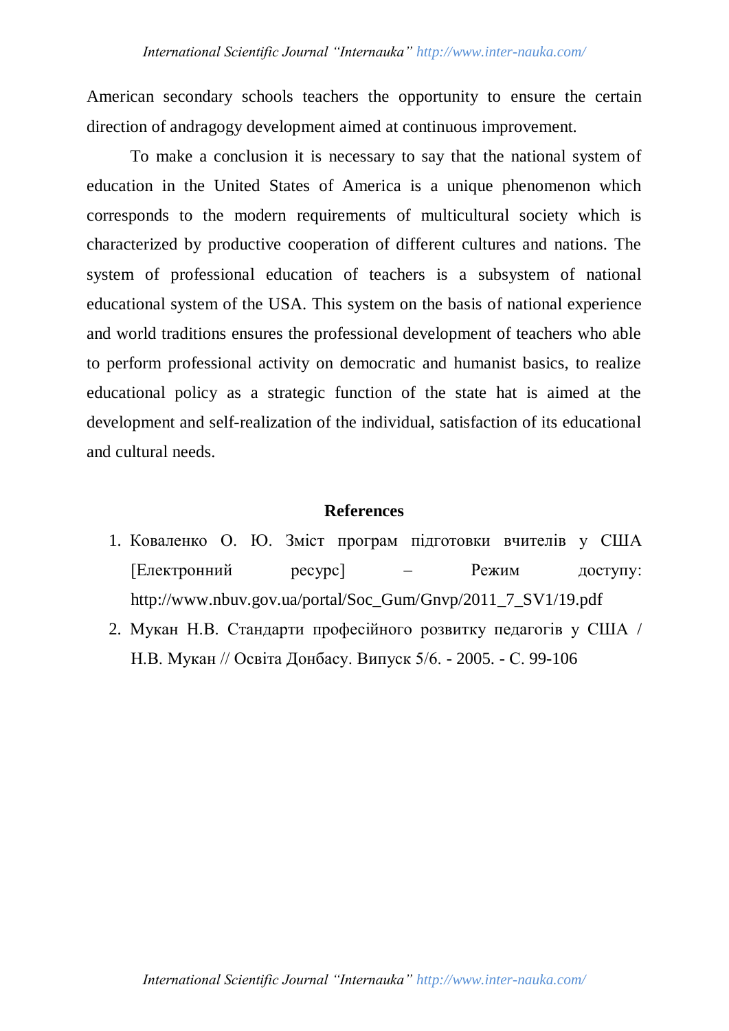American secondary schools teachers the opportunity to ensure the certain direction of andragogy development aimed at continuous improvement.

To make a conclusion it is necessary to say that the national system of education in the United States of America is a unique phenomenon which corresponds to the modern requirements of multicultural society which is characterized by productive cooperation of different cultures and nations. The system of professional education of teachers is a subsystem of national educational system of the USA. This system on the basis of national experience and world traditions ensures the professional development of teachers who able to perform professional activity on democratic and humanist basics, to realize educational policy as a strategic function of the state hat is aimed at the development and self-realization of the individual, satisfaction of its educational and cultural needs.

## References

1. Коваленко О. Ю. Зміст програм підготовки вчителів у США [Електронний ресурс] – Режим доступу: http://www.nbuv.gov.ua/portal/Soc_Gum/Gnvp/2011_7_SV1/19.pdf
2. Мукан Н.В. Стандарти професійного розвитку педагогів у США / Н.В. Мукан // Освіта Донбасу. Випуск 5/6. - 2005. - С. 99-106